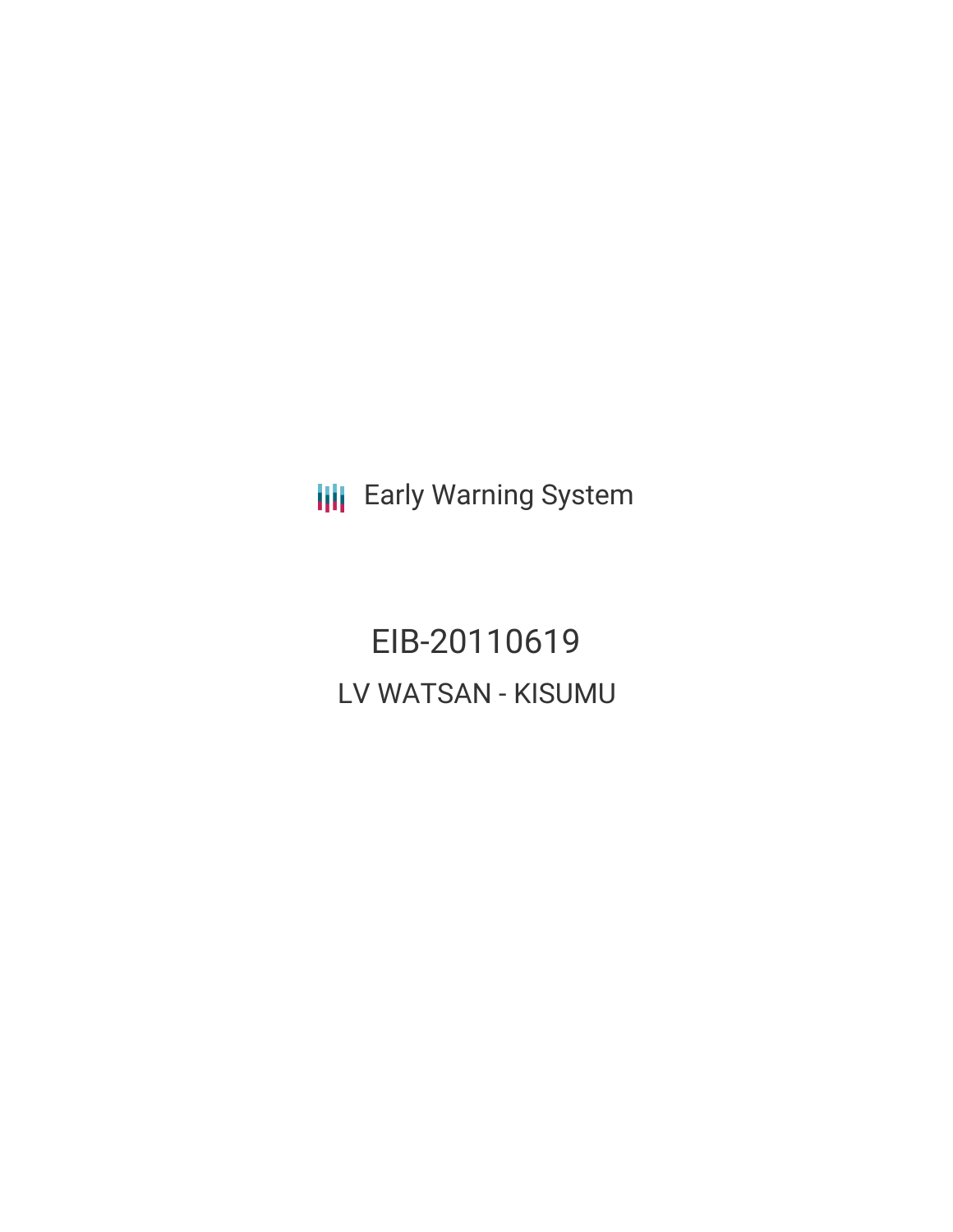Early Warning System

# EIB-20110619

## LV WATSAN - KISUMU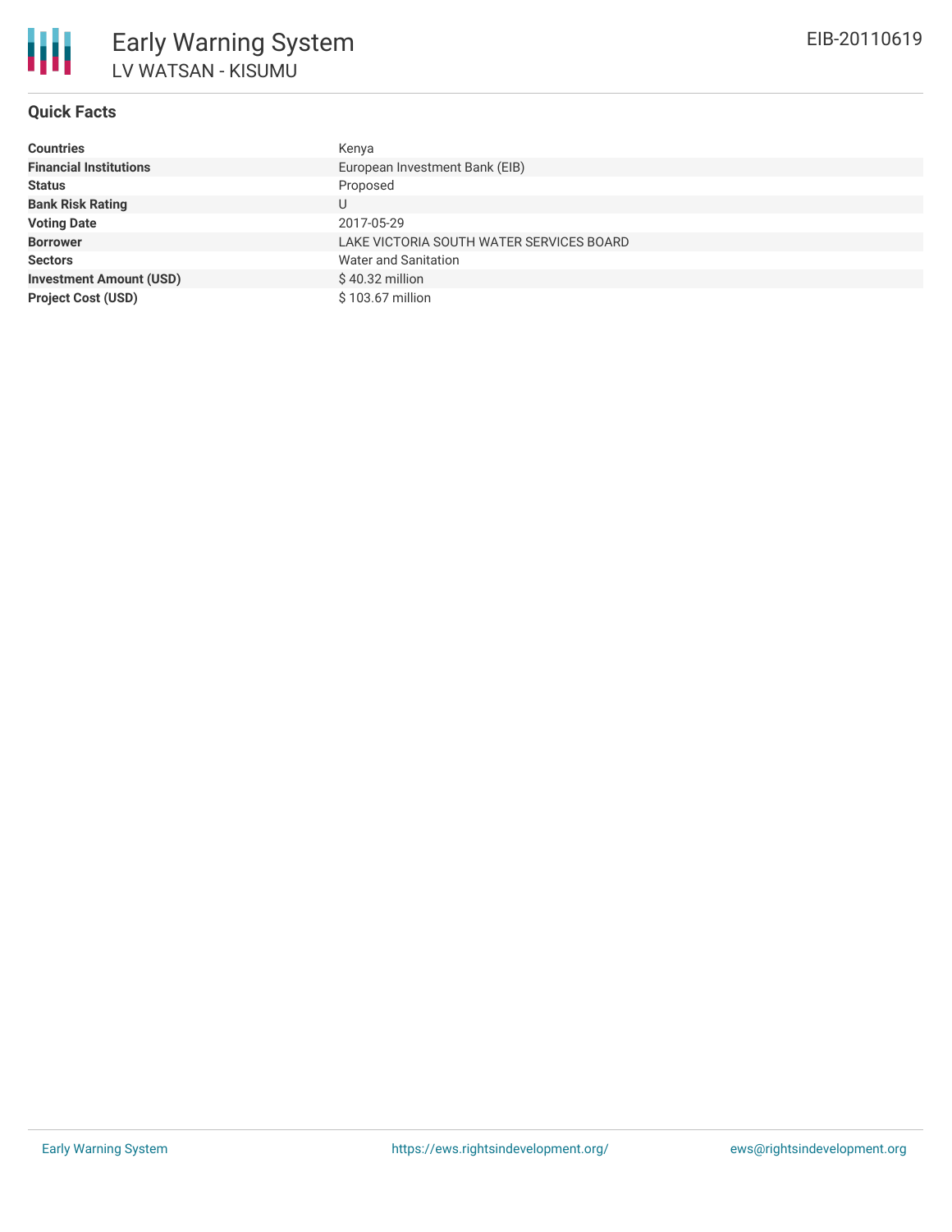# Early Warning System

## LV WATSAN - KISUMU

EIB-20110619

### Quick Facts

| | |
|---|---|
| **Countries** | Kenya |
| **Financial Institutions** | European Investment Bank (EIB) |
| **Status** | Proposed |
| **Bank Risk Rating** | U |
| **Voting Date** | 2017-05-29 |
| **Borrower** | LAKE VICTORIA SOUTH WATER SERVICES BOARD |
| **Sectors** | Water and Sanitation |
| **Investment Amount (USD)** | $ 40.32 million |
| **Project Cost (USD)** | $ 103.67 million |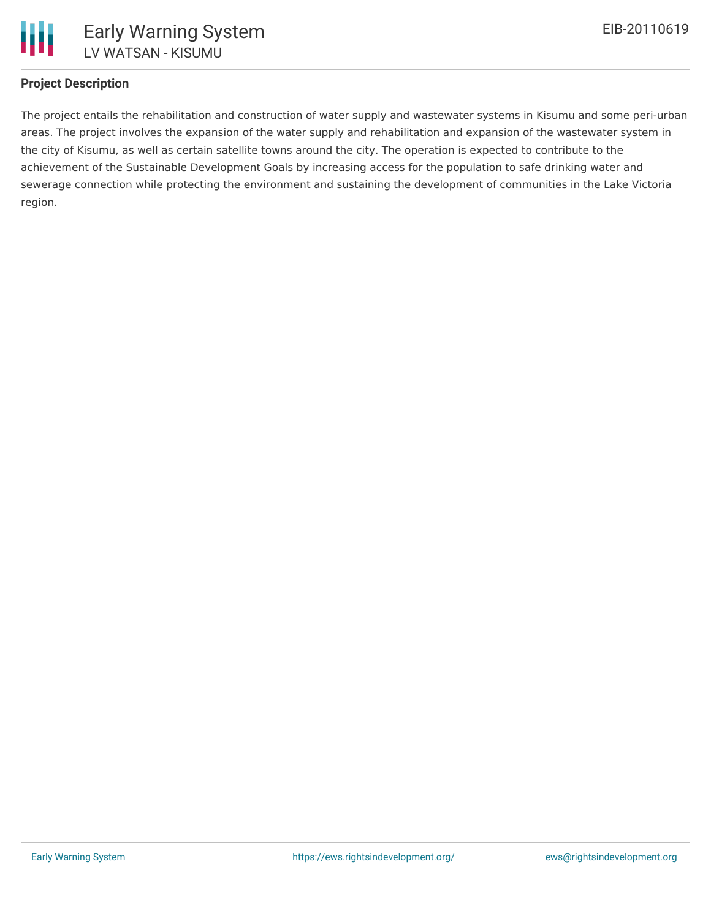## Project Description

The project entails the rehabilitation and construction of water supply and wastewater systems in Kisumu and some peri-urban areas. The project involves the expansion of the water supply and rehabilitation and expansion of the wastewater system in the city of Kisumu, as well as certain satellite towns around the city. The operation is expected to contribute to the achievement of the Sustainable Development Goals by increasing access for the population to safe drinking water and sewerage connection while protecting the environment and sustaining the development of communities in the Lake Victoria region.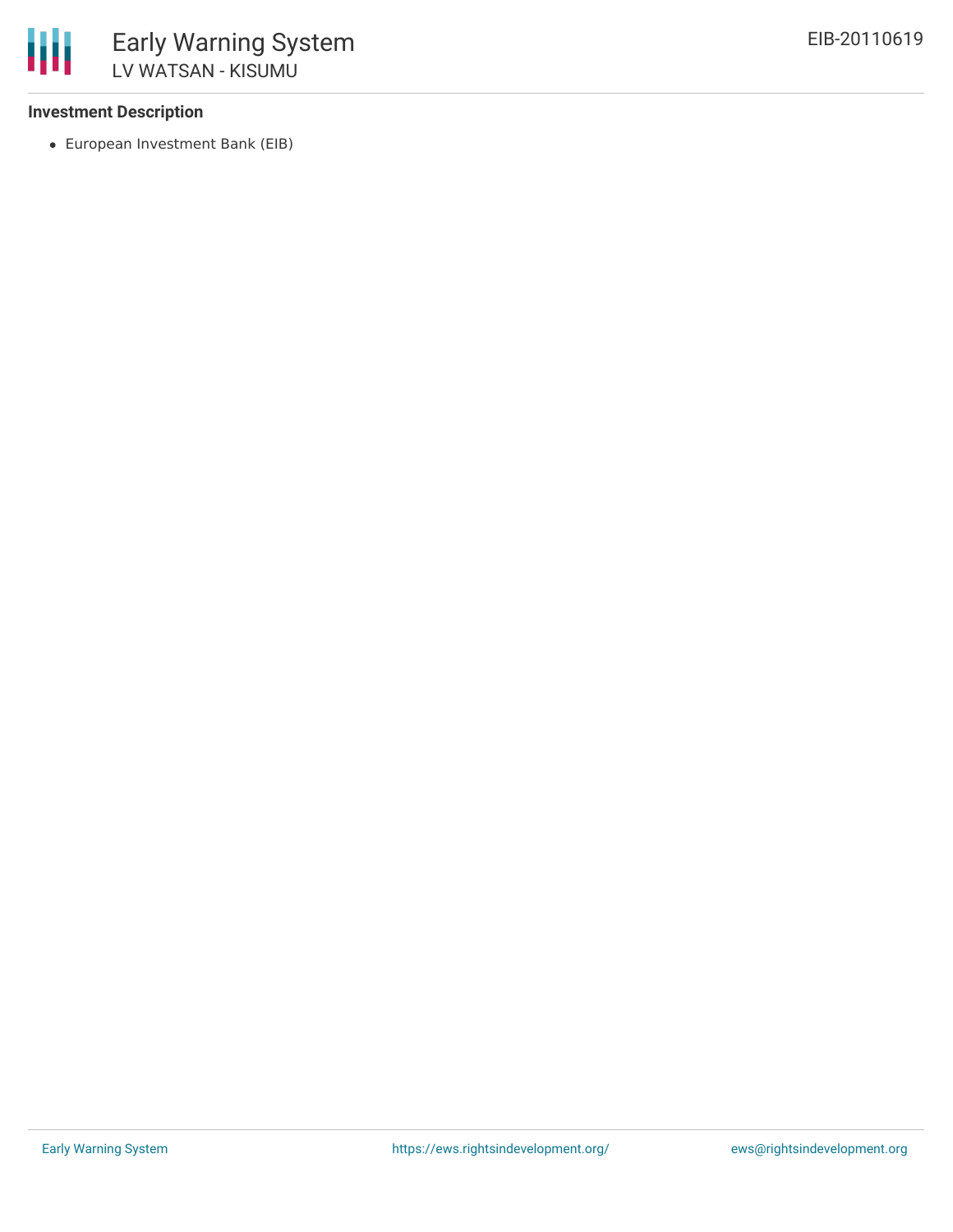**Investment Description**

- European Investment Bank (EIB)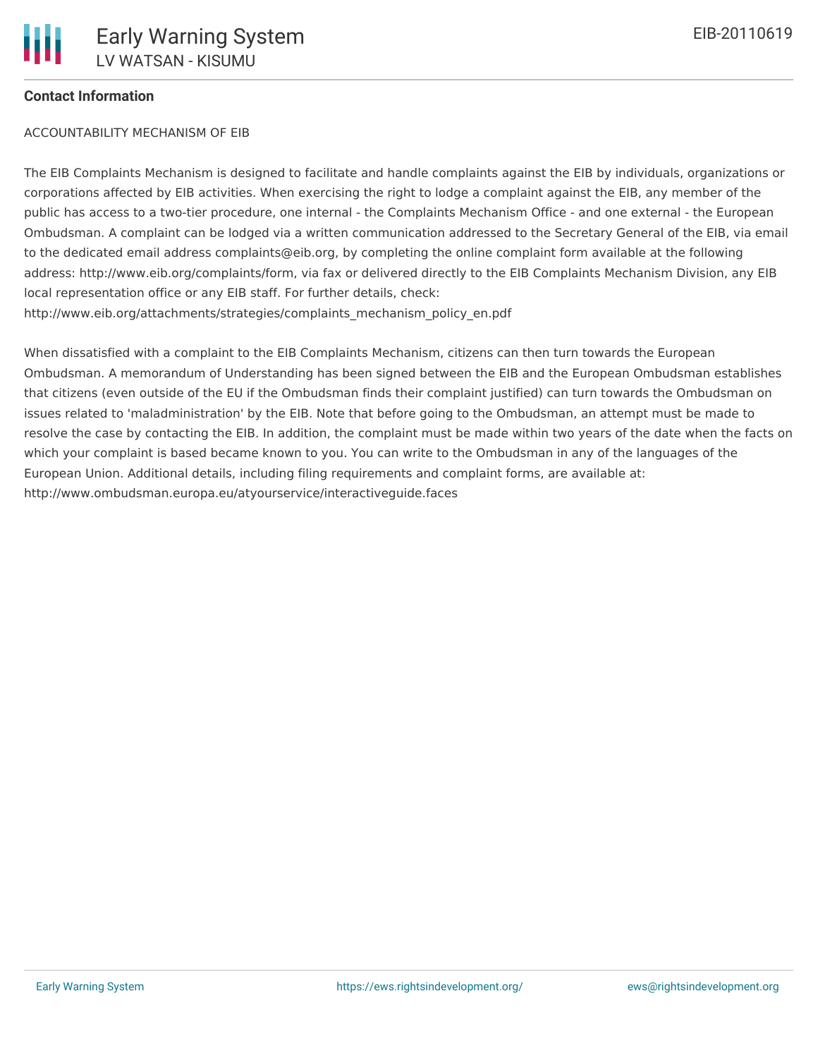## Contact Information

ACCOUNTABILITY MECHANISM OF EIB

The EIB Complaints Mechanism is designed to facilitate and handle complaints against the EIB by individuals, organizations or corporations affected by EIB activities. When exercising the right to lodge a complaint against the EIB, any member of the public has access to a two-tier procedure, one internal - the Complaints Mechanism Office - and one external - the European Ombudsman. A complaint can be lodged via a written communication addressed to the Secretary General of the EIB, via email to the dedicated email address complaints@eib.org, by completing the online complaint form available at the following address: http://www.eib.org/complaints/form, via fax or delivered directly to the EIB Complaints Mechanism Division, any EIB local representation office or any EIB staff. For further details, check: http://www.eib.org/attachments/strategies/complaints_mechanism_policy_en.pdf

When dissatisfied with a complaint to the EIB Complaints Mechanism, citizens can then turn towards the European Ombudsman. A memorandum of Understanding has been signed between the EIB and the European Ombudsman establishes that citizens (even outside of the EU if the Ombudsman finds their complaint justified) can turn towards the Ombudsman on issues related to 'maladministration' by the EIB. Note that before going to the Ombudsman, an attempt must be made to resolve the case by contacting the EIB. In addition, the complaint must be made within two years of the date when the facts on which your complaint is based became known to you. You can write to the Ombudsman in any of the languages of the European Union. Additional details, including filing requirements and complaint forms, are available at: http://www.ombudsman.europa.eu/atyourservice/interactiveguide.faces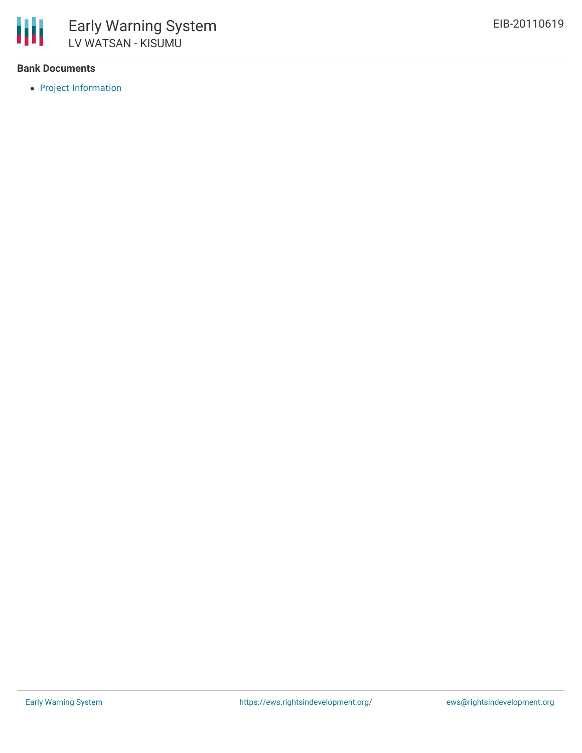**Bank Documents**

- Project Information